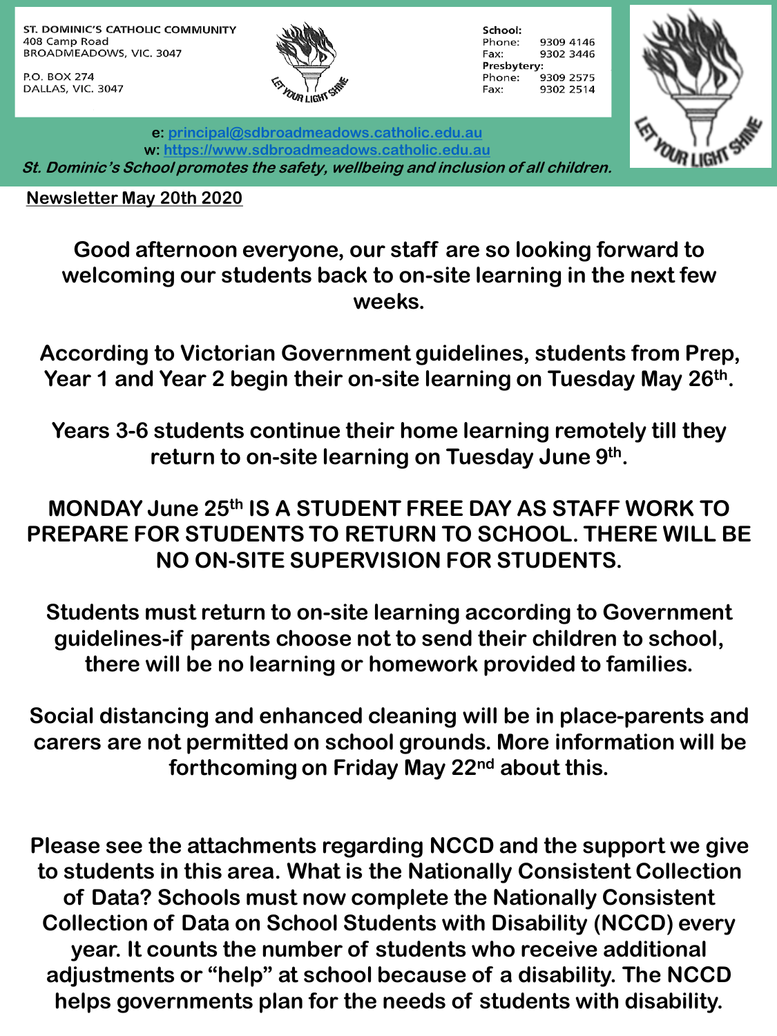ST. DOMINIC'S CATHOLIC COMMUNITY
408 Camp Road
BROADMEADOWS, VIC. 3047

P.O. BOX 274
DALLAS, VIC. 3047

LET YOUR LIGHT SHINE

**School:**
Phone: 9309 4146
Fax: 9302 3446
**Presbytery:**
Phone: 9309 2575
Fax: 9302 2514

**e:** principal@sdbroadmeadows.catholic.edu.au
**w:** https://www.sdbroadmeadows.catholic.edu.au

***St. Dominic's School promotes the safety, wellbeing and inclusion of all children.***

**Newsletter May 20th 2020**

**Good afternoon everyone, our staff are so looking forward to welcoming our students back to on-site learning in the next few weeks.**

**According to Victorian Government guidelines, students from Prep, Year 1 and Year 2 begin their on-site learning on Tuesday May 26th.**

**Years 3-6 students continue their home learning remotely till they return to on-site learning on Tuesday June 9th.**

**MONDAY June 25th IS A STUDENT FREE DAY AS STAFF WORK TO PREPARE FOR STUDENTS TO RETURN TO SCHOOL. THERE WILL BE NO ON-SITE SUPERVISION FOR STUDENTS.**

**Students must return to on-site learning according to Government guidelines-if parents choose not to send their children to school, there will be no learning or homework provided to families.**

**Social distancing and enhanced cleaning will be in place-parents and carers are not permitted on school grounds. More information will be forthcoming on Friday May 22nd about this.**

**Please see the attachments regarding NCCD and the support we give to students in this area. What is the Nationally Consistent Collection of Data? Schools must now complete the Nationally Consistent Collection of Data on School Students with Disability (NCCD) every year. It counts the number of students who receive additional adjustments or "help" at school because of a disability. The NCCD helps governments plan for the needs of students with disability.**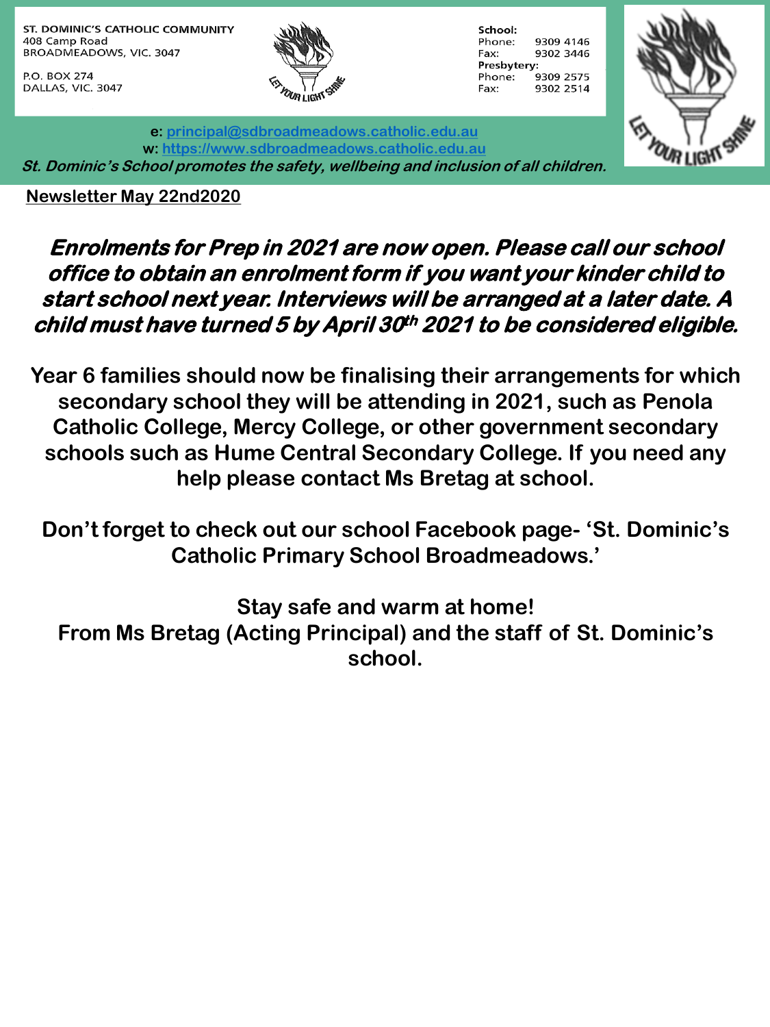ST. DOMINIC'S CATHOLIC COMMUNITY
408 Camp Road
BROADMEADOWS, VIC. 3047

P.O. BOX 274
DALLAS, VIC. 3047

**School:**
Phone: 9309 4146
Fax: 9302 3446
**Presbytery:**
Phone: 9309 2575
Fax: 9302 2514

**e:** principal@sdbroadmeadows.catholic.edu.au
**w:** https://www.sdbroadmeadows.catholic.edu.au

***St. Dominic's School promotes the safety, wellbeing and inclusion of all children.***

**Newsletter May 22nd2020**

***Enrolments for Prep in 2021 are now open. Please call our school office to obtain an enrolment form if you want your kinder child to start school next year. Interviews will be arranged at a later date. A child must have turned 5 by April 30th 2021 to be considered eligible.***

**Year 6 families should now be finalising their arrangements for which secondary school they will be attending in 2021, such as Penola Catholic College, Mercy College, or other government secondary schools such as Hume Central Secondary College. If you need any help please contact Ms Bretag at school.**

**Don't forget to check out our school Facebook page- 'St. Dominic's Catholic Primary School Broadmeadows.'**

**Stay safe and warm at home!**
**From Ms Bretag (Acting Principal) and the staff of St. Dominic's school.**